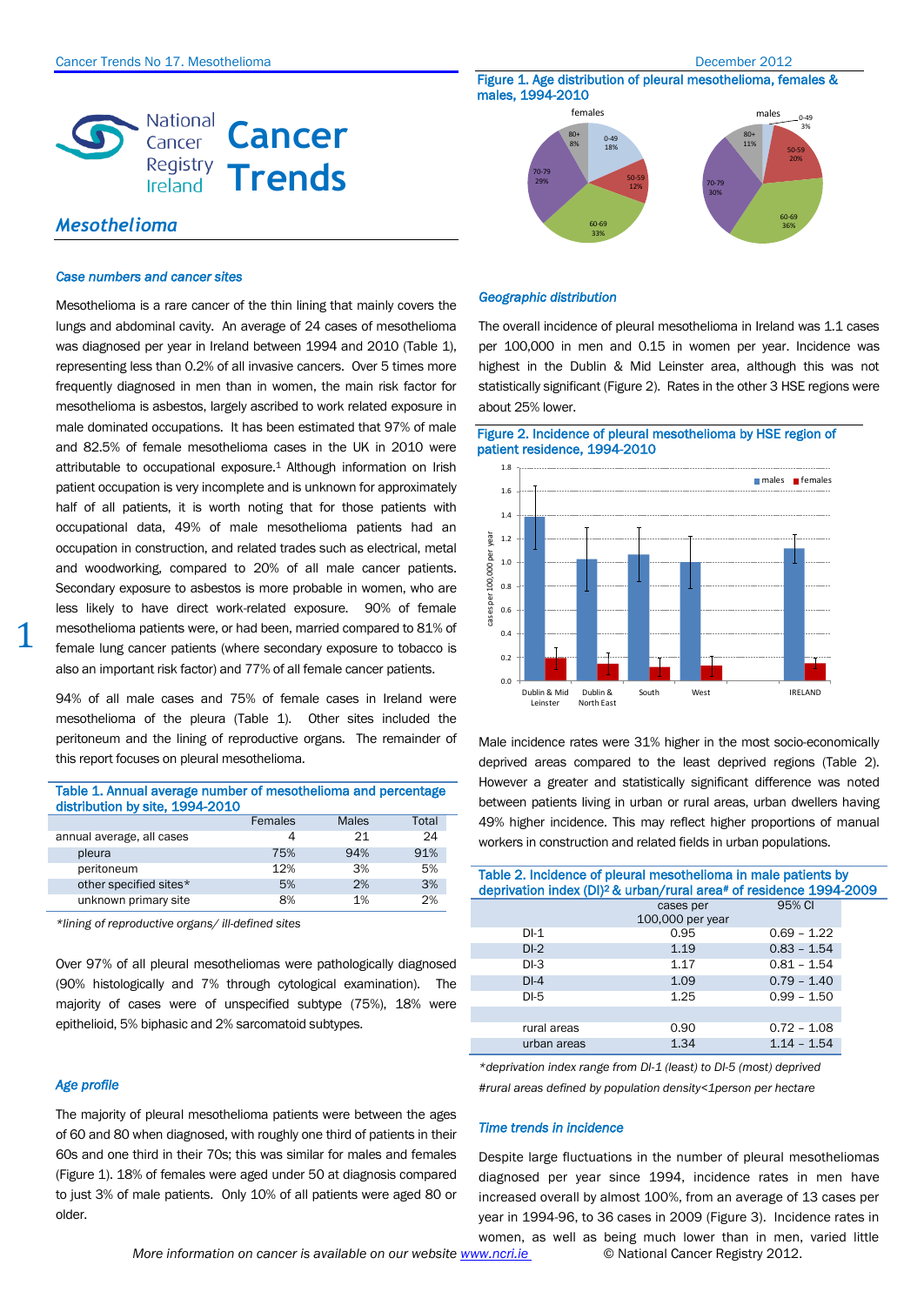# Cancer Trends

## Mesothelioma

### Case numbers and cancer sites

Mesothelioma is a rare cancer of the thin lining that mainly covers the lungs and abdominal cavity. An average of 24 cases of mesothelioma was diagnosed per year in Ireland between 1994 and 2010 (Table 1), representing less than 0.2% of all invasive cancers. Over 5 times more frequently diagnosed in men than in women, the main risk factor for mesothelioma is asbestos, largely ascribed to work related exposure in male dominated occupations. It has been estimated that 97% of male and 82.5% of female mesothelioma cases in the UK in 2010 were attributable to occupational exposure.[1] Although information on Irish patient occupation is very incomplete and is unknown for approximately half of all patients, it is worth noting that for those patients with occupational data, 49% of male mesothelioma patients had an occupation in construction, and related trades such as electrical, metal and woodworking, compared to 20% of all male cancer patients. Secondary exposure to asbestos is more probable in women, who are less likely to have direct work-related exposure. 90% of female mesothelioma patients were, or had been, married compared to 81% of female lung cancer patients (where secondary exposure to tobacco is also an important risk factor) and 77% of all female cancer patients.

94% of all male cases and 75% of female cases in Ireland were mesothelioma of the pleura (Table 1). Other sites included the peritoneum and the lining of reproductive organs. The remainder of this report focuses on pleural mesothelioma.

**Table 1. Annual average number of mesothelioma and percentage distribution by site, 1994-2010**

| | Females | Males | Total |
|---|---|---|---|
| annual average, all cases | 4 | 21 | 24 |
| pleura | 75% | 94% | 91% |
| peritoneum | 12% | 3% | 5% |
| other specified sites* | 5% | 2% | 3% |
| unknown primary site | 8% | 1% | 2% |

*lining of reproductive organs/ ill-defined sites*

Over 97% of all pleural mesotheliomas were pathologically diagnosed (90% histologically and 7% through cytological examination). The majority of cases were of unspecified subtype (75%), 18% were epithelioid, 5% biphasic and 2% sarcomatoid subtypes.

### Age profile

The majority of pleural mesothelioma patients were between the ages of 60 and 80 when diagnosed, with roughly one third of patients in their 60s and one third in their 70s; this was similar for males and females (Figure 1). 18% of females were aged under 50 at diagnosis compared to just 3% of male patients. Only 10% of all patients were aged 80 or older.

**Figure 1. Age distribution of pleural mesothelioma, females & males, 1994-2010**

| Age group | females | males |
|---|---|---|
| 0-49 | 18% | 3% |
| 50-59 | 12% | 20% |
| 60-69 | 33% | 36% |
| 70-79 | 29% | 30% |
| 80+ | 8% | 11% |

### Geographic distribution

The overall incidence of pleural mesothelioma in Ireland was 1.1 cases per 100,000 in men and 0.15 in women per year. Incidence was highest in the Dublin & Mid Leinster area, although this was not statistically significant (Figure 2). Rates in the other 3 HSE regions were about 25% lower.

**Figure 2. Incidence of pleural mesothelioma by HSE region of patient residence, 1994-2010**

Male incidence rates were 31% higher in the most socio-economically deprived areas compared to the least deprived regions (Table 2). However a greater and statistically significant difference was noted between patients living in urban or rural areas, urban dwellers having 49% higher incidence. This may reflect higher proportions of manual workers in construction and related fields in urban populations.

**Table 2. Incidence of pleural mesothelioma in male patients by deprivation index (DI)[2] & urban/rural area# of residence 1994-2009**

| | cases per 100,000 per year | 95% CI |
|---|---|---|
| DI-1 | 0.95 | 0.69 – 1.22 |
| DI-2 | 1.19 | 0.83 – 1.54 |
| DI-3 | 1.17 | 0.81 – 1.54 |
| DI-4 | 1.09 | 0.79 – 1.40 |
| DI-5 | 1.25 | 0.99 – 1.50 |
| | | |
| rural areas | 0.90 | 0.72 – 1.08 |
| urban areas | 1.34 | 1.14 – 1.54 |

*\*deprivation index range from DI-1 (least) to DI-5 (most) deprived*

*#rural areas defined by population density<1person per hectare*

### Time trends in incidence

Despite large fluctuations in the number of pleural mesotheliomas diagnosed per year since 1994, incidence rates in men have increased overall by almost 100%, from an average of 13 cases per year in 1994-96, to 36 cases in 2009 (Figure 3). Incidence rates in women, as well as being much lower than in men, varied little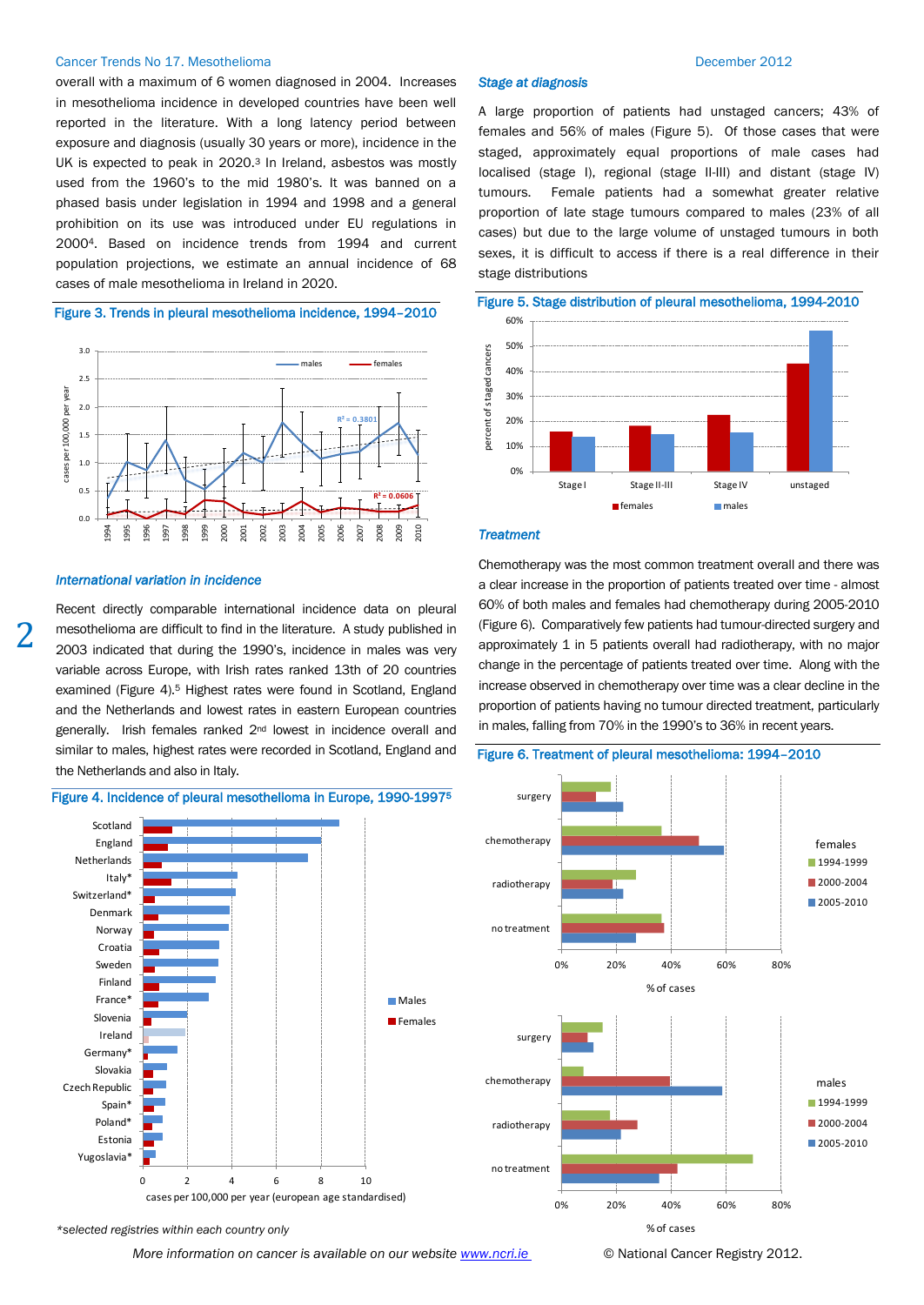overall with a maximum of 6 women diagnosed in 2004. Increases in mesothelioma incidence in developed countries have been well reported in the literature. With a long latency period between exposure and diagnosis (usually 30 years or more), incidence in the UK is expected to peak in 2020.[3] In Ireland, asbestos was mostly used from the 1960's to the mid 1980's. It was banned on a phased basis under legislation in 1994 and 1998 and a general prohibition on its use was introduced under EU regulations in 2000[4]. Based on incidence trends from 1994 and current population projections, we estimate an annual incidence of 68 cases of male mesothelioma in Ireland in 2020.

Figure 3. Trends in pleural mesothelioma incidence, 1994–2010

### *International variation in incidence*

Recent directly comparable international incidence data on pleural mesothelioma are difficult to find in the literature. A study published in 2003 indicated that during the 1990's, incidence in males was very variable across Europe, with Irish rates ranked 13th of 20 countries examined (Figure 4).[5] Highest rates were found in Scotland, England and the Netherlands and lowest rates in eastern European countries generally. Irish females ranked 2nd lowest in incidence overall and similar to males, highest rates were recorded in Scotland, England and the Netherlands and also in Italy.

Figure 4. Incidence of pleural mesothelioma in Europe, 1990-1997[5]

*selected registries within each country only

### *Stage at diagnosis*

A large proportion of patients had unstaged cancers; 43% of females and 56% of males (Figure 5). Of those cases that were staged, approximately equal proportions of male cases had localised (stage I), regional (stage II-III) and distant (stage IV) tumours. Female patients had a somewhat greater relative proportion of late stage tumours compared to males (23% of all cases) but due to the large volume of unstaged tumours in both sexes, it is difficult to access if there is a real difference in their stage distributions

Figure 5. Stage distribution of pleural mesothelioma, 1994-2010

### *Treatment*

Chemotherapy was the most common treatment overall and there was a clear increase in the proportion of patients treated over time - almost 60% of both males and females had chemotherapy during 2005-2010 (Figure 6). Comparatively few patients had tumour-directed surgery and approximately 1 in 5 patients overall had radiotherapy, with no major change in the percentage of patients treated over time. Along with the increase observed in chemotherapy over time was a clear decline in the proportion of patients having no tumour directed treatment, particularly in males, falling from 70% in the 1990's to 36% in recent years.

Figure 6. Treatment of pleural mesothelioma: 1994–2010

*More information on cancer is available on our website [www.ncri.ie](http://www.ncri.ie)* © National Cancer Registry 2012.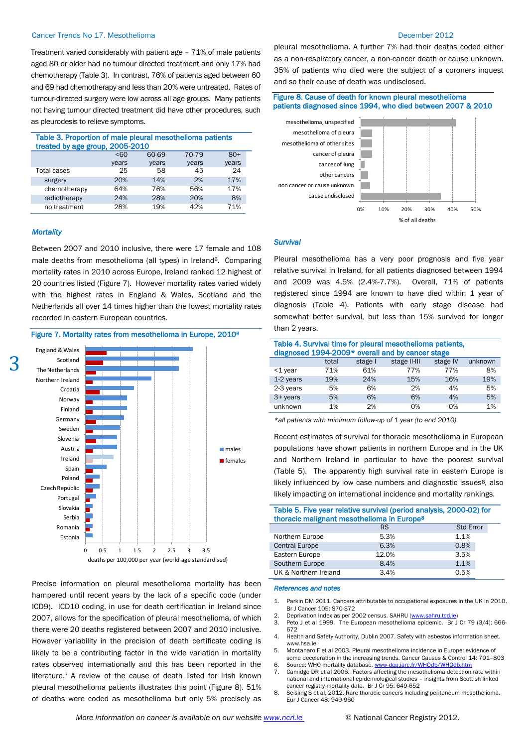Treatment varied considerably with patient age – 71% of male patients aged 80 or older had no tumour directed treatment and only 17% had chemotherapy (Table 3). In contrast, 76% of patients aged between 60 and 69 had chemotherapy and less than 20% were untreated. Rates of tumour-directed surgery were low across all age groups. Many patients not having tumour directed treatment did have other procedures, such as pleurodesis to relieve symptoms.

**Table 3. Proportion of male pleural mesothelioma patients treated by age group, 2005-2010**

| | <60 years | 60-69 years | 70-79 years | 80+ years |
|---|---|---|---|---|
| Total cases | 25 | 58 | 45 | 24 |
| surgery | 20% | 14% | 2% | 17% |
| chemotherapy | 64% | 76% | 56% | 17% |
| radiotherapy | 24% | 28% | 20% | 8% |
| no treatment | 28% | 19% | 42% | 71% |

### *Mortality*

Between 2007 and 2010 inclusive, there were 17 female and 108 male deaths from mesothelioma (all types) in Ireland[6]. Comparing mortality rates in 2010 across Europe, Ireland ranked 12 highest of 20 countries listed (Figure 7). However mortality rates varied widely with the highest rates in England & Wales, Scotland and the Netherlands all over 14 times higher than the lowest mortality rates recorded in eastern European countries.

**Figure 7. Mortality rates from mesothelioma in Europe, 2010[6]**

England & Wales
Scotland
The Netherlands
Northern Ireland
Croatia
Norway
Finland
Germany
Sweden
Slovenia
Austria
Ireland
Spain
Poland
Czech Republic
Portugal
Slovakia
Serbia
Romania
Estonia

males
females

0 0.5 1 1.5 2 2.5 3 3.5
deaths per 100,000 per year (world age standardised)

Precise information on pleural mesothelioma mortality has been hampered until recent years by the lack of a specific code (under ICD9). ICD10 coding, in use for death certification in Ireland since 2007, allows for the specification of pleural mesothelioma, of which there were 20 deaths registered between 2007 and 2010 inclusive. However variability in the precision of death certificate coding is likely to be a contributing factor in the wide variation in mortality rates observed internationally and this has been reported in the literature.[7] A review of the cause of death listed for Irish known pleural mesothelioma patients illustrates this point (Figure 8). 51% of deaths were coded as mesothelioma but only 5% precisely as pleural mesothelioma. A further 7% had their deaths coded either as a non-respiratory cancer, a non-cancer death or cause unknown. 35% of patients who died were the subject of a coroners inquest and so their cause of death was undisclosed.

**Figure 8. Cause of death for known pleural mesothelioma patients diagnosed since 1994, who died between 2007 & 2010**

mesothelioma, unspecified
mesothelioma of pleura
mesothelioma of other sites
cancer of pleura
cancer of lung
other cancers
non cancer or cause unknown
cause undisclosed

0% 10% 20% 30% 40% 50%
% of all deaths

### *Survival*

Pleural mesothelioma has a very poor prognosis and five year relative survival in Ireland, for all patients diagnosed between 1994 and 2009 was 4.5% (2.4%-7.7%). Overall, 71% of patients registered since 1994 are known to have died within 1 year of diagnosis (Table 4). Patients with early stage disease had somewhat better survival, but less than 15% survived for longer than 2 years.

**Table 4. Survival time for pleural mesothelioma patients, diagnosed 1994-2009\* overall and by cancer stage**

| | total | stage I | stage II-III | stage IV | unknown |
|---|---|---|---|---|---|
| <1 year | 71% | 61% | 77% | 77% | 8% |
| 1-2 years | 19% | 24% | 15% | 16% | 19% |
| 2-3 years | 5% | 6% | 2% | 4% | 5% |
| 3+ years | 5% | 6% | 6% | 4% | 5% |
| unknown | 1% | 2% | 0% | 0% | 1% |

*\*all patients with minimum follow-up of 1 year (to end 2010)*

Recent estimates of survival for thoracic mesothelioma in European populations have shown patients in northern Europe and in the UK and Northern Ireland in particular to have the poorest survival (Table 5). The apparently high survival rate in eastern Europe is likely influenced by low case numbers and diagnostic issues[8], also likely impacting on international incidence and mortality rankings.

**Table 5. Five year relative survival (period analysis, 2000-02) for thoracic malignant mesothelioma in Europe[8]**

| | RS | Std Error |
|---|---|---|
| Northern Europe | 5.3% | 1.1% |
| Central Europe | 6.3% | 0.8% |
| Eastern Europe | 12.0% | 3.5% |
| Southern Europe | 8.4% | 1.1% |
| UK & Northern Ireland | 3.4% | 0.5% |

### *References and notes*

1. Parkin DM 2011. Cancers attributable to occupational exposures in the UK in 2010. Br J Cancer 105: S70-S72
2. Deprivation Index as per 2002 census. SAHRU (www.sahru.tcd.ie)
3. Peto J et al 1999. The European mesothelioma epidemic. Br J Cr 79 (3/4): 666-672
4. Health and Safety Authority, Dublin 2007. Safety with asbestos information sheet. www.hsa.ie
5. Montanaro F et al 2003. Pleural mesothelioma incidence in Europe: evidence of some deceleration in the increasing trends. Cancer Causes & Control 14: 791–803
6. Source: WHO mortality database. www-dep.iarc.fr/WHOdb/WHOdb.htm
7. Camidge DR et al 2006. Factors affecting the mesothelioma detection rate within national and international epidemiological studies – insights from Scottish linked cancer registry-mortality data. Br J Cr 95: 649-652
8. Seisling S et al, 2012. Rare thoracic cancers including peritoneum mesothelioma. Eur J Cancer 48: 949-960

*More information on cancer is available on our website www.ncri.ie* © National Cancer Registry 2012.